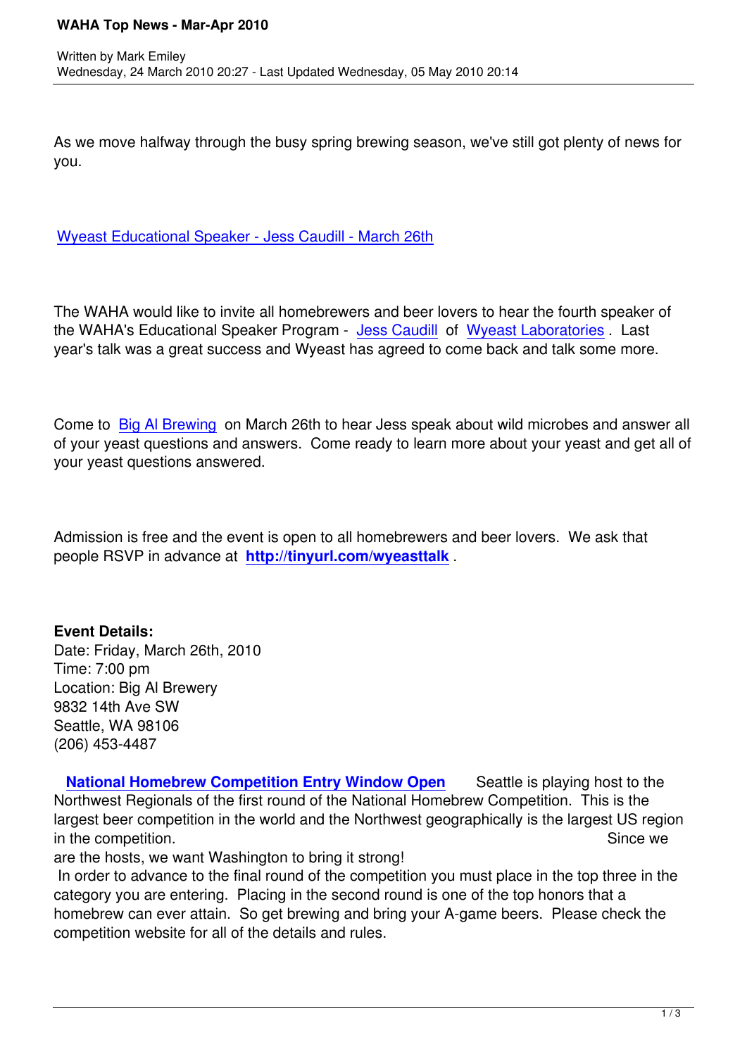As we move halfway through the busy spring brewing season, we've still got plenty of news for you.

Wyeast Educational Speaker - Jess Caudill - March 26th

The WAHA would like to invite all homebrewers and beer lovers to hear the fourth speaker of the WAHA's Educational Speaker Program - Jess Caudill of Wyeast Laboratories. Last year's talk was a great success and Wyeast has agreed to come back and talk some more.

Come to Big Al Brewing on March 26th to hear Jess speak about wild microbes and answer all of your yeast questions and answers. Come ready to learn more about your yeast and get all of your yeast questions answered.

Admission is free and the event is open to all homebrewers and beer lovers. We ask that people RSVP in advance at **http://tinyurl.com/wyeasttalk**.

**Event Details:**
Date: Friday, March 26th, 2010
Time: 7:00 pm
Location: Big Al Brewery
9832 14th Ave SW
Seattle, WA 98106
(206) 453-4487

**National Homebrew Competition Entry Window Open** Seattle is playing host to the Northwest Regionals of the first round of the National Homebrew Competition. This is the largest beer competition in the world and the Northwest geographically is the largest US region in the competition. Since we are the hosts, we want Washington to bring it strong!

In order to advance to the final round of the competition you must place in the top three in the category you are entering. Placing in the second round is one of the top honors that a homebrew can ever attain. So get brewing and bring your A-game beers. Please check the competition website for all of the details and rules.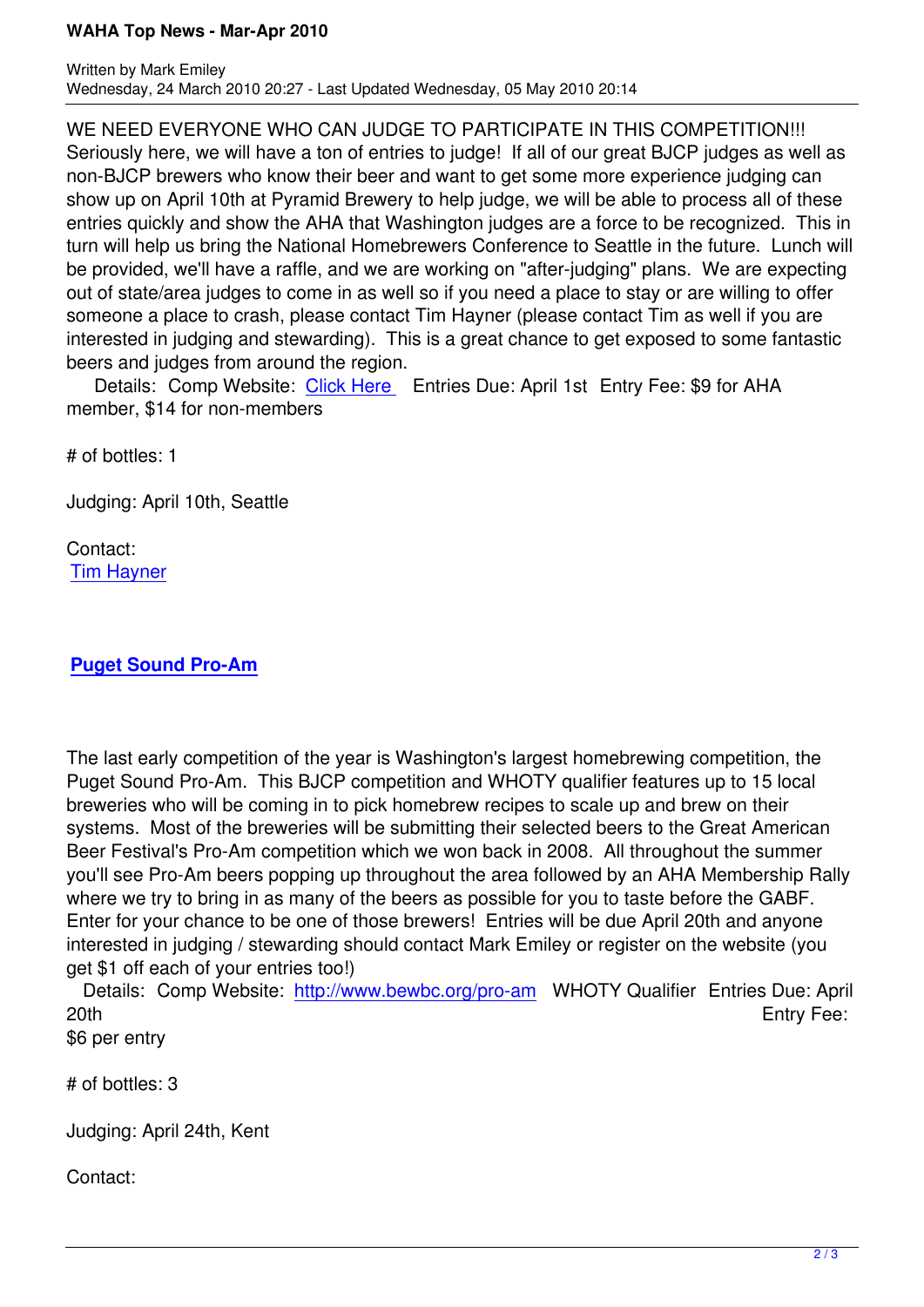WE NEED EVERYONE WHO CAN JUDGE TO PARTICIPATE IN THIS COMPETITION!!! Seriously here, we will have a ton of entries to judge! If all of our great BJCP judges as well as non-BJCP brewers who know their beer and want to get some more experience judging can show up on April 10th at Pyramid Brewery to help judge, we will be able to process all of these entries quickly and show the AHA that Washington judges are a force to be recognized. This in turn will help us bring the National Homebrewers Conference to Seattle in the future. Lunch will be provided, we'll have a raffle, and we are working on "after-judging" plans. We are expecting out of state/area judges to come in as well so if you need a place to stay or are willing to offer someone a place to crash, please contact Tim Hayner (please contact Tim as well if you are interested in judging and stewarding). This is a great chance to get exposed to some fantastic beers and judges from around the region.

Details: Comp Website: Click Here Entries Due: April 1st Entry Fee: $9 for AHA member, $14 for non-members

# of bottles: 1

Judging: April 10th, Seattle

Contact:
Tim Hayner

## Puget Sound Pro-Am

The last early competition of the year is Washington's largest homebrewing competition, the Puget Sound Pro-Am. This BJCP competition and WHOTY qualifier features up to 15 local breweries who will be coming in to pick homebrew recipes to scale up and brew on their systems. Most of the breweries will be submitting their selected beers to the Great American Beer Festival's Pro-Am competition which we won back in 2008. All throughout the summer you'll see Pro-Am beers popping up throughout the area followed by an AHA Membership Rally where we try to bring in as many of the beers as possible for you to taste before the GABF. Enter for your chance to be one of those brewers! Entries will be due April 20th and anyone interested in judging / stewarding should contact Mark Emiley or register on the website (you get $1 off each of your entries too!)

Details: Comp Website: http://www.bewbc.org/pro-am WHOTY Qualifier Entries Due: April 20th Entry Fee: $6 per entry

# of bottles: 3

Judging: April 24th, Kent

Contact: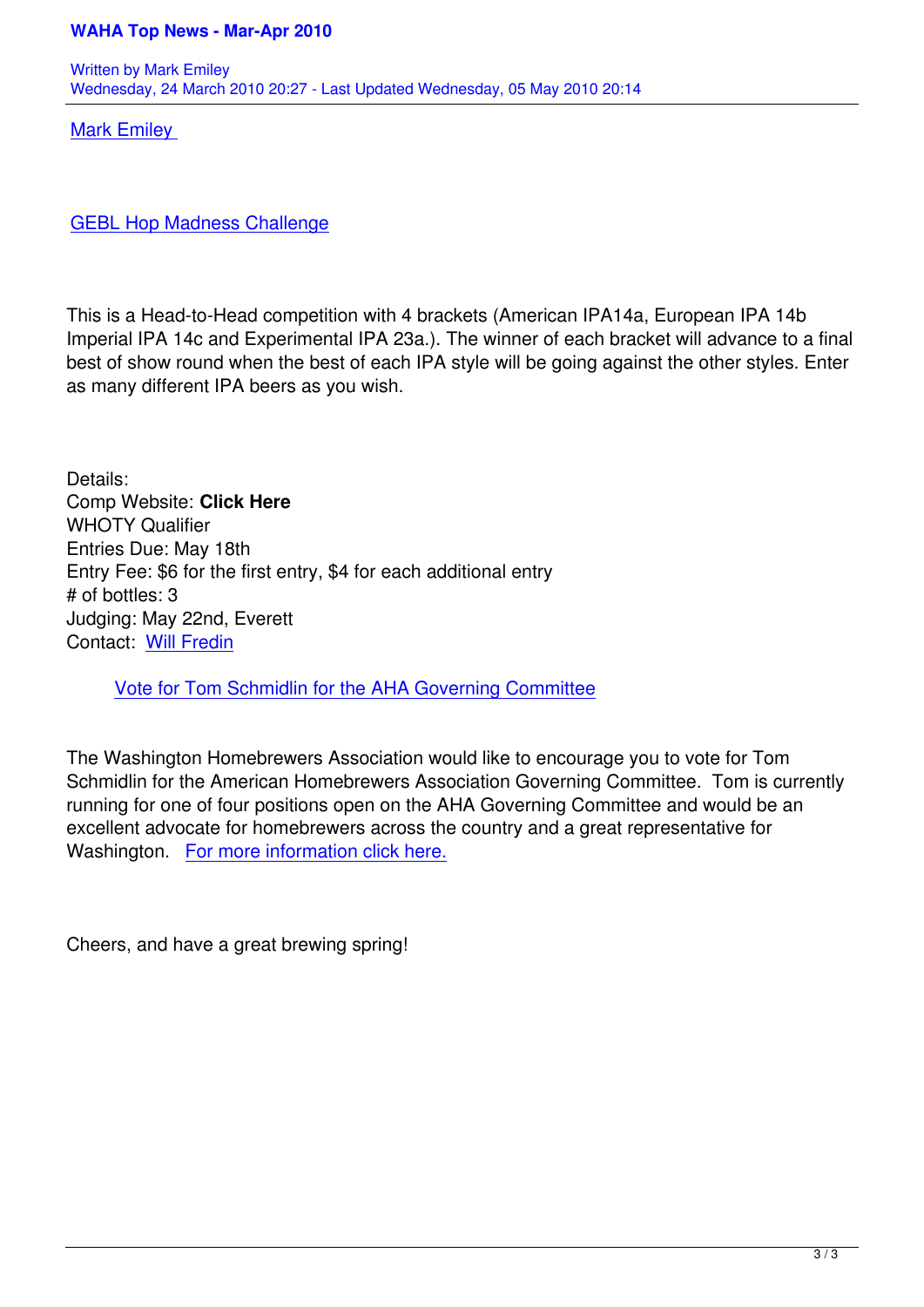Mark Emiley

## GEBL Hop Madness Challenge

This is a Head-to-Head competition with 4 brackets (American IPA14a, European IPA 14b Imperial IPA 14c and Experimental IPA 23a.). The winner of each bracket will advance to a final best of show round when the best of each IPA style will be going against the other styles. Enter as many different IPA beers as you wish.

Details:
Comp Website: **Click Here**
WHOTY Qualifier
Entries Due: May 18th
Entry Fee: $6 for the first entry, $4 for each additional entry
# of bottles: 3
Judging: May 22nd, Everett
Contact: Will Fredin

## Vote for Tom Schmidlin for the AHA Governing Committee

The Washington Homebrewers Association would like to encourage you to vote for Tom Schmidlin for the American Homebrewers Association Governing Committee. Tom is currently running for one of four positions open on the AHA Governing Committee and would be an excellent advocate for homebrewers across the country and a great representative for Washington. For more information click here.

Cheers, and have a great brewing spring!